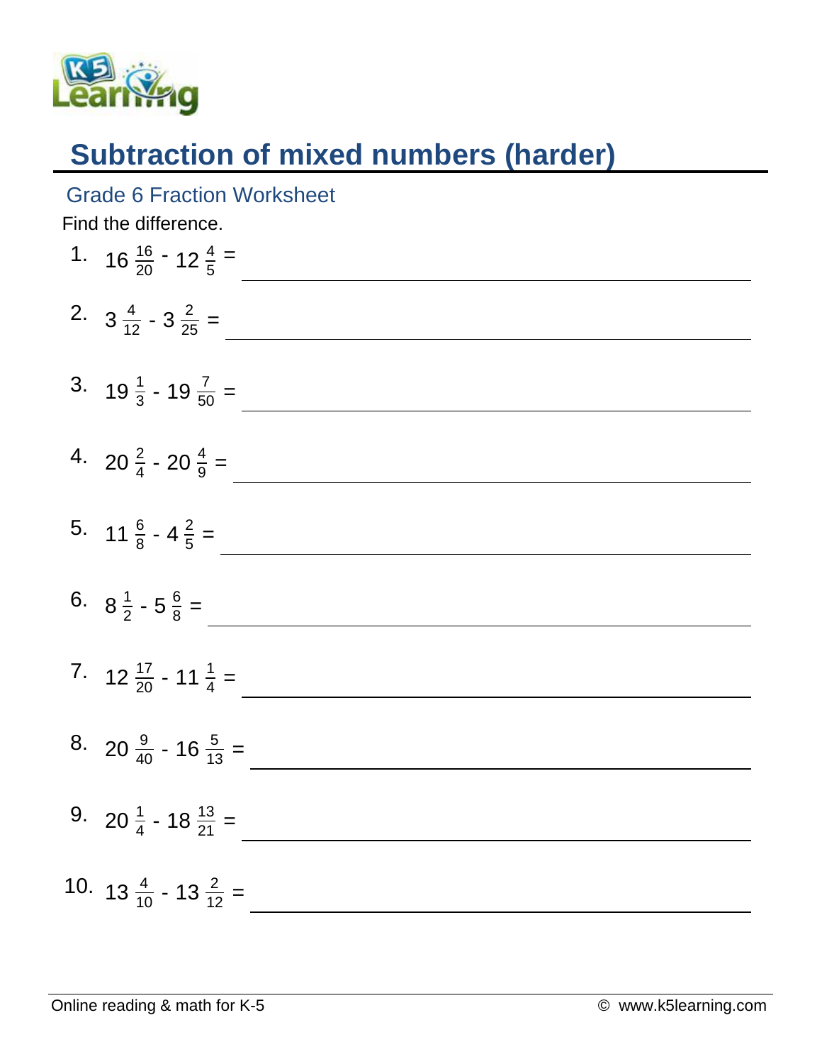# Subtraction of mixed numbers (harder)

## Grade 6 Fraction Worksheet

Find the difference.

1. $16\frac{16}{20} - 12\frac{4}{5} =$ \_\_\_\_\_\_\_\_\_\_\_\_\_\_\_\_

2. $3\frac{4}{12} - 3\frac{2}{25} =$ \_\_\_\_\_\_\_\_\_\_\_\_\_\_\_\_

3. $19\frac{1}{3} - 19\frac{7}{50} =$ \_\_\_\_\_\_\_\_\_\_\_\_\_\_\_\_

4. $20\frac{2}{4} - 20\frac{4}{9} =$ \_\_\_\_\_\_\_\_\_\_\_\_\_\_\_\_

5. $11\frac{6}{8} - 4\frac{2}{5} =$ \_\_\_\_\_\_\_\_\_\_\_\_\_\_\_\_

6. $8\frac{1}{2} - 5\frac{6}{8} =$ \_\_\_\_\_\_\_\_\_\_\_\_\_\_\_\_

7. $12\frac{17}{20} - 11\frac{1}{4} =$ \_\_\_\_\_\_\_\_\_\_\_\_\_\_\_\_

8. $20\frac{9}{40} - 16\frac{5}{13} =$ \_\_\_\_\_\_\_\_\_\_\_\_\_\_\_\_

9. $20\frac{1}{4} - 18\frac{13}{21} =$ \_\_\_\_\_\_\_\_\_\_\_\_\_\_\_\_

10. $13\frac{4}{10} - 13\frac{2}{12} =$ \_\_\_\_\_\_\_\_\_\_\_\_\_\_\_\_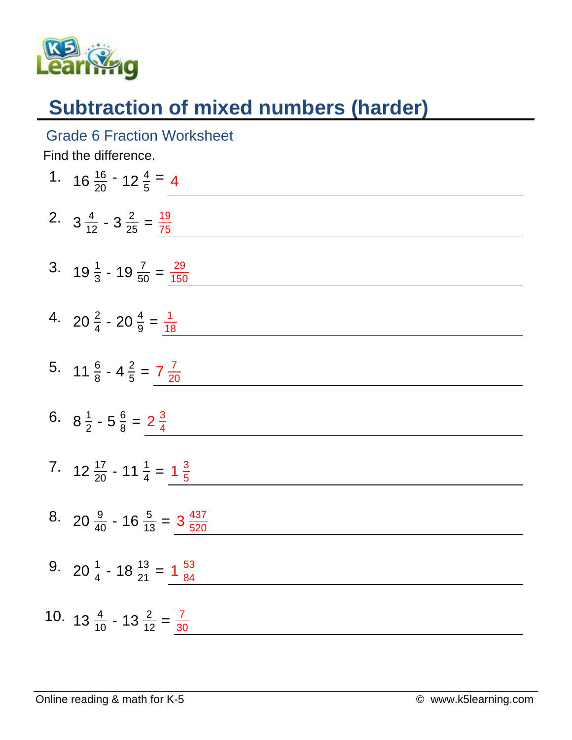# Subtraction of mixed numbers (harder)

## Grade 6 Fraction Worksheet

Find the difference.

1. $16\,\frac{16}{20} - 12\,\frac{4}{5} = 4$

2. $3\,\frac{4}{12} - 3\,\frac{2}{25} = \frac{19}{75}$

3. $19\,\frac{1}{3} - 19\,\frac{7}{50} = \frac{29}{150}$

4. $20\,\frac{2}{4} - 20\,\frac{4}{9} = \frac{1}{18}$

5. $11\,\frac{6}{8} - 4\,\frac{2}{5} = 7\,\frac{7}{20}$

6. $8\,\frac{1}{2} - 5\,\frac{6}{8} = 2\,\frac{3}{4}$

7. $12\,\frac{17}{20} - 11\,\frac{1}{4} = 1\,\frac{3}{5}$

8. $20\,\frac{9}{40} - 16\,\frac{5}{13} = 3\,\frac{437}{520}$

9. $20\,\frac{1}{4} - 18\,\frac{13}{21} = 1\,\frac{53}{84}$

10. $13\,\frac{4}{10} - 13\,\frac{2}{12} = \frac{7}{30}$